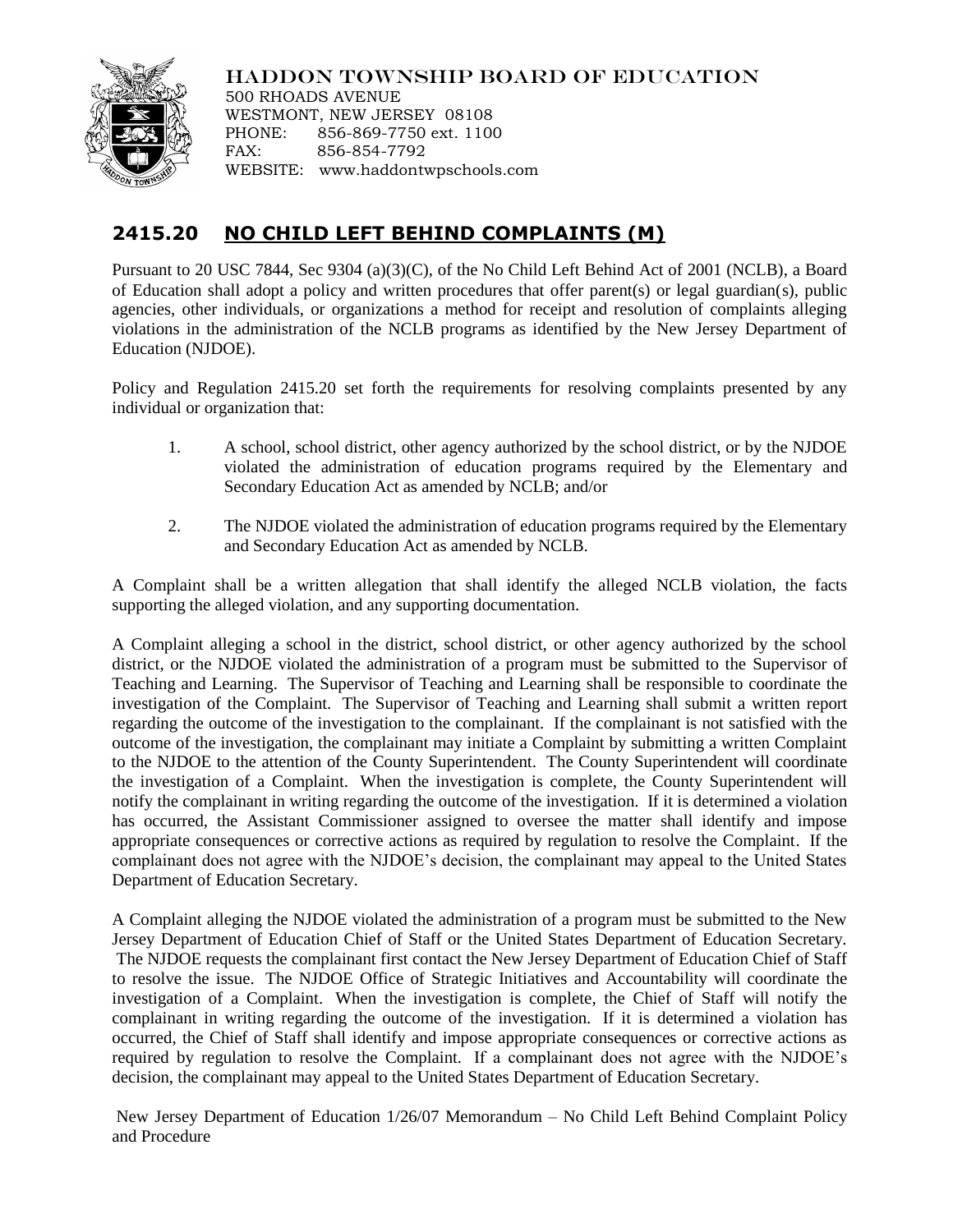HADDON TOWNSHIP BOARD OF EDUCATION
500 RHOADS AVENUE
WESTMONT, NEW JERSEY 08108
PHONE: 856-869-7750 ext. 1100
FAX: 856-854-7792
WEBSITE: www.haddontwpschools.com

## 2415.20 NO CHILD LEFT BEHIND COMPLAINTS (M)

Pursuant to 20 USC 7844, Sec 9304 (a)(3)(C), of the No Child Left Behind Act of 2001 (NCLB), a Board of Education shall adopt a policy and written procedures that offer parent(s) or legal guardian(s), public agencies, other individuals, or organizations a method for receipt and resolution of complaints alleging violations in the administration of the NCLB programs as identified by the New Jersey Department of Education (NJDOE).

Policy and Regulation 2415.20 set forth the requirements for resolving complaints presented by any individual or organization that:

1. A school, school district, other agency authorized by the school district, or by the NJDOE violated the administration of education programs required by the Elementary and Secondary Education Act as amended by NCLB; and/or

2. The NJDOE violated the administration of education programs required by the Elementary and Secondary Education Act as amended by NCLB.

A Complaint shall be a written allegation that shall identify the alleged NCLB violation, the facts supporting the alleged violation, and any supporting documentation.

A Complaint alleging a school in the district, school district, or other agency authorized by the school district, or the NJDOE violated the administration of a program must be submitted to the Supervisor of Teaching and Learning. The Supervisor of Teaching and Learning shall be responsible to coordinate the investigation of the Complaint. The Supervisor of Teaching and Learning shall submit a written report regarding the outcome of the investigation to the complainant. If the complainant is not satisfied with the outcome of the investigation, the complainant may initiate a Complaint by submitting a written Complaint to the NJDOE to the attention of the County Superintendent. The County Superintendent will coordinate the investigation of a Complaint. When the investigation is complete, the County Superintendent will notify the complainant in writing regarding the outcome of the investigation. If it is determined a violation has occurred, the Assistant Commissioner assigned to oversee the matter shall identify and impose appropriate consequences or corrective actions as required by regulation to resolve the Complaint. If the complainant does not agree with the NJDOE's decision, the complainant may appeal to the United States Department of Education Secretary.

A Complaint alleging the NJDOE violated the administration of a program must be submitted to the New Jersey Department of Education Chief of Staff or the United States Department of Education Secretary. The NJDOE requests the complainant first contact the New Jersey Department of Education Chief of Staff to resolve the issue. The NJDOE Office of Strategic Initiatives and Accountability will coordinate the investigation of a Complaint. When the investigation is complete, the Chief of Staff will notify the complainant in writing regarding the outcome of the investigation. If it is determined a violation has occurred, the Chief of Staff shall identify and impose appropriate consequences or corrective actions as required by regulation to resolve the Complaint. If a complainant does not agree with the NJDOE's decision, the complainant may appeal to the United States Department of Education Secretary.

New Jersey Department of Education 1/26/07 Memorandum – No Child Left Behind Complaint Policy and Procedure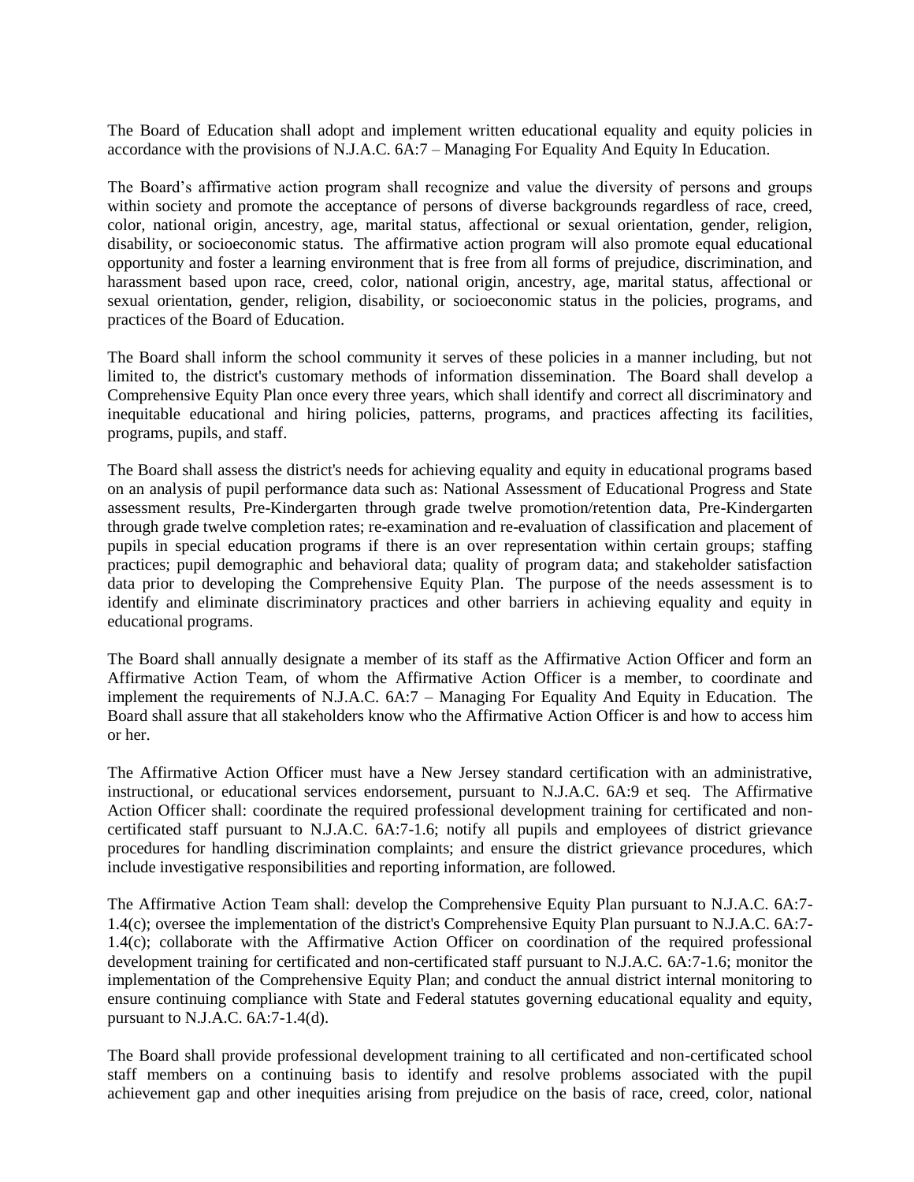The Board of Education shall adopt and implement written educational equality and equity policies in accordance with the provisions of N.J.A.C. 6A:7 – Managing For Equality And Equity In Education.

The Board's affirmative action program shall recognize and value the diversity of persons and groups within society and promote the acceptance of persons of diverse backgrounds regardless of race, creed, color, national origin, ancestry, age, marital status, affectional or sexual orientation, gender, religion, disability, or socioeconomic status. The affirmative action program will also promote equal educational opportunity and foster a learning environment that is free from all forms of prejudice, discrimination, and harassment based upon race, creed, color, national origin, ancestry, age, marital status, affectional or sexual orientation, gender, religion, disability, or socioeconomic status in the policies, programs, and practices of the Board of Education.

The Board shall inform the school community it serves of these policies in a manner including, but not limited to, the district's customary methods of information dissemination. The Board shall develop a Comprehensive Equity Plan once every three years, which shall identify and correct all discriminatory and inequitable educational and hiring policies, patterns, programs, and practices affecting its facilities, programs, pupils, and staff.

The Board shall assess the district's needs for achieving equality and equity in educational programs based on an analysis of pupil performance data such as: National Assessment of Educational Progress and State assessment results, Pre-Kindergarten through grade twelve promotion/retention data, Pre-Kindergarten through grade twelve completion rates; re-examination and re-evaluation of classification and placement of pupils in special education programs if there is an over representation within certain groups; staffing practices; pupil demographic and behavioral data; quality of program data; and stakeholder satisfaction data prior to developing the Comprehensive Equity Plan. The purpose of the needs assessment is to identify and eliminate discriminatory practices and other barriers in achieving equality and equity in educational programs.

The Board shall annually designate a member of its staff as the Affirmative Action Officer and form an Affirmative Action Team, of whom the Affirmative Action Officer is a member, to coordinate and implement the requirements of N.J.A.C. 6A:7 – Managing For Equality And Equity in Education. The Board shall assure that all stakeholders know who the Affirmative Action Officer is and how to access him or her.

The Affirmative Action Officer must have a New Jersey standard certification with an administrative, instructional, or educational services endorsement, pursuant to N.J.A.C. 6A:9 et seq. The Affirmative Action Officer shall: coordinate the required professional development training for certificated and non-certificated staff pursuant to N.J.A.C. 6A:7-1.6; notify all pupils and employees of district grievance procedures for handling discrimination complaints; and ensure the district grievance procedures, which include investigative responsibilities and reporting information, are followed.

The Affirmative Action Team shall: develop the Comprehensive Equity Plan pursuant to N.J.A.C. 6A:7-1.4(c); oversee the implementation of the district's Comprehensive Equity Plan pursuant to N.J.A.C. 6A:7-1.4(c); collaborate with the Affirmative Action Officer on coordination of the required professional development training for certificated and non-certificated staff pursuant to N.J.A.C. 6A:7-1.6; monitor the implementation of the Comprehensive Equity Plan; and conduct the annual district internal monitoring to ensure continuing compliance with State and Federal statutes governing educational equality and equity, pursuant to N.J.A.C. 6A:7-1.4(d).

The Board shall provide professional development training to all certificated and non-certificated school staff members on a continuing basis to identify and resolve problems associated with the pupil achievement gap and other inequities arising from prejudice on the basis of race, creed, color, national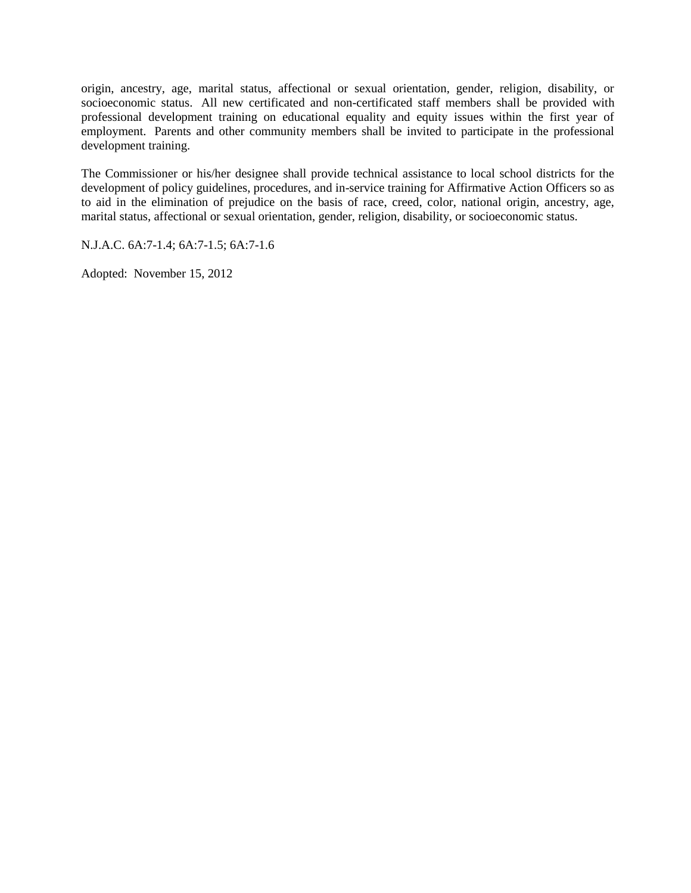origin, ancestry, age, marital status, affectional or sexual orientation, gender, religion, disability, or socioeconomic status. All new certificated and non-certificated staff members shall be provided with professional development training on educational equality and equity issues within the first year of employment. Parents and other community members shall be invited to participate in the professional development training.

The Commissioner or his/her designee shall provide technical assistance to local school districts for the development of policy guidelines, procedures, and in-service training for Affirmative Action Officers so as to aid in the elimination of prejudice on the basis of race, creed, color, national origin, ancestry, age, marital status, affectional or sexual orientation, gender, religion, disability, or socioeconomic status.

N.J.A.C. 6A:7-1.4; 6A:7-1.5; 6A:7-1.6

Adopted: November 15, 2012